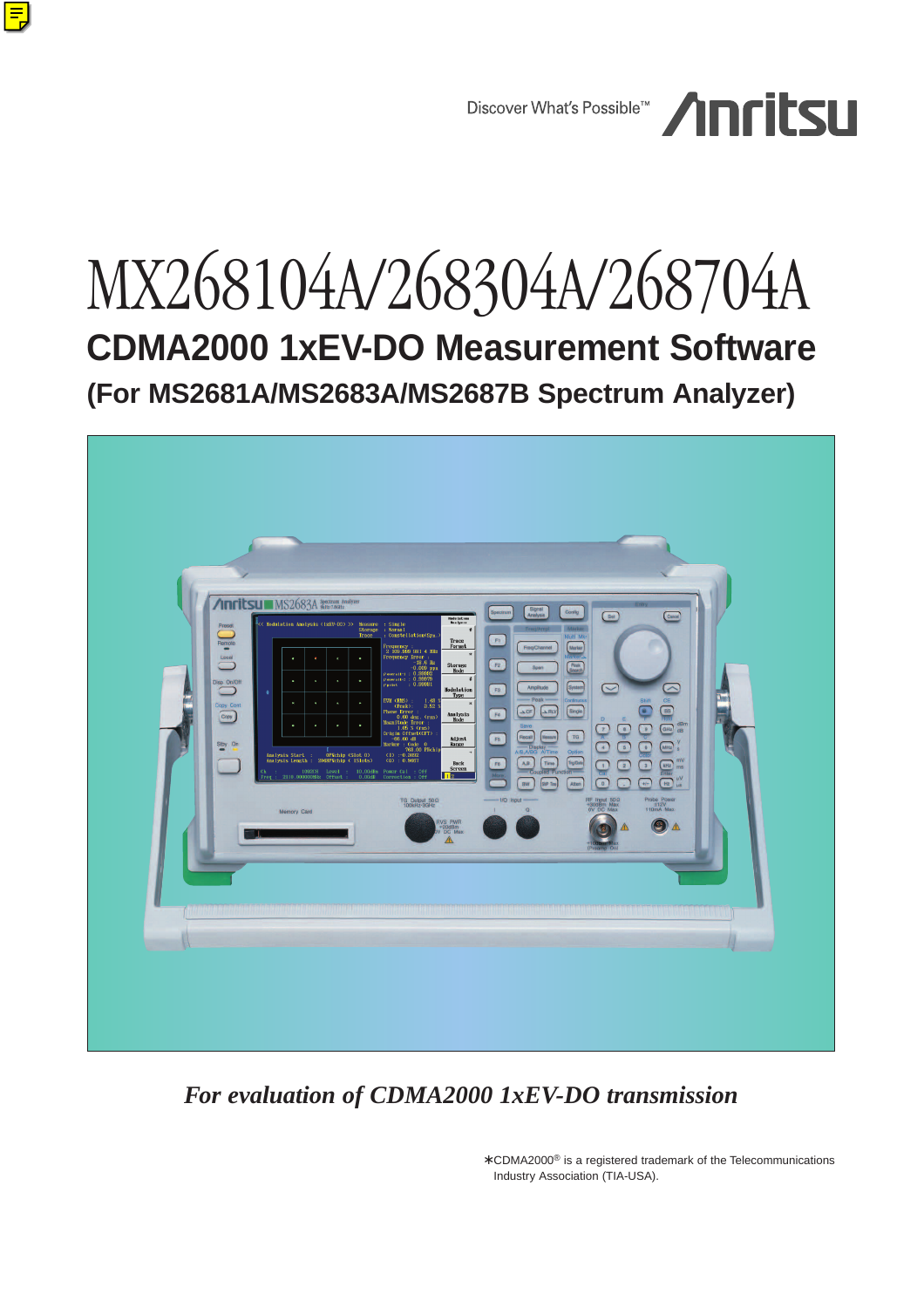Discover What's Possible™ Anritsu

# MX268104A/268304A/268704A

## CDMA2000 1xEV-DO Measurement Software

### (For MS2681A/MS2683A/MS2687B Spectrum Analyzer)

*For evaluation of CDMA2000 1xEV-DO transmission*

∗CDMA2000® is a registered trademark of the Telecommunications Industry Association (TIA-USA).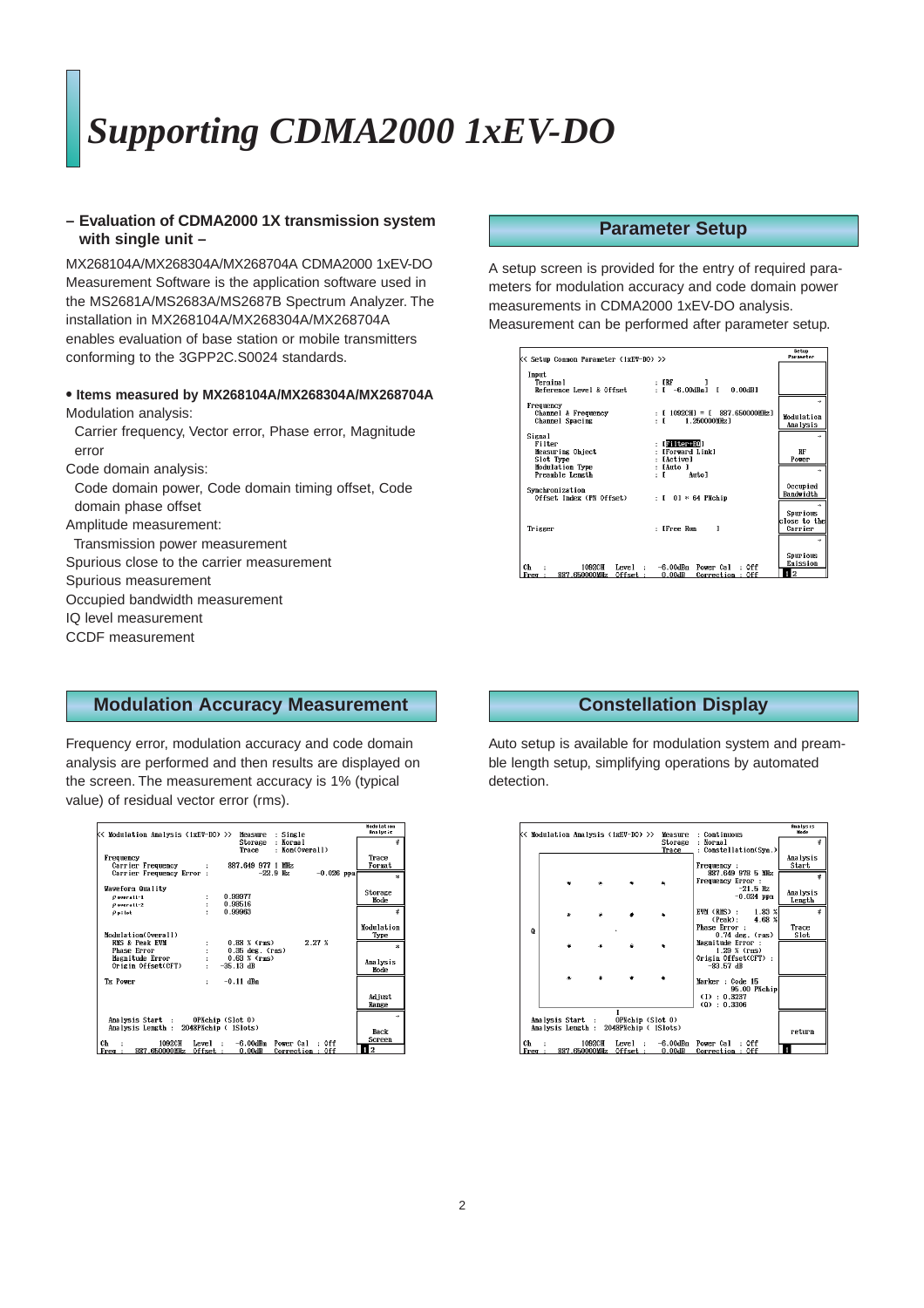# Supporting CDMA2000 1xEV-DO

**– Evaluation of CDMA2000 1X transmission system with single unit –**

MX268104A/MX268304A/MX268704A CDMA2000 1xEV-DO Measurement Software is the application software used in the MS2681A/MS2683A/MS2687B Spectrum Analyzer. The installation in MX268104A/MX268304A/MX268704A enables evaluation of base station or mobile transmitters conforming to the 3GPP2C.S0024 standards.

**• Items measured by MX268104A/MX268304A/MX268704A**

Modulation analysis:
  Carrier frequency, Vector error, Phase error, Magnitude error
Code domain analysis:
  Code domain power, Code domain timing offset, Code domain phase offset
Amplitude measurement:
  Transmission power measurement
Spurious close to the carrier measurement
Spurious measurement
Occupied bandwidth measurement
IQ level measurement
CCDF measurement

## Parameter Setup

A setup screen is provided for the entry of required parameters for modulation accuracy and code domain power measurements in CDMA2000 1xEV-DO analysis. Measurement can be performed after parameter setup.

## Modulation Accuracy Measurement

Frequency error, modulation accuracy and code domain analysis are performed and then results are displayed on the screen. The measurement accuracy is 1% (typical value) of residual vector error (rms).

## Constellation Display

Auto setup is available for modulation system and preamble length setup, simplifying operations by automated detection.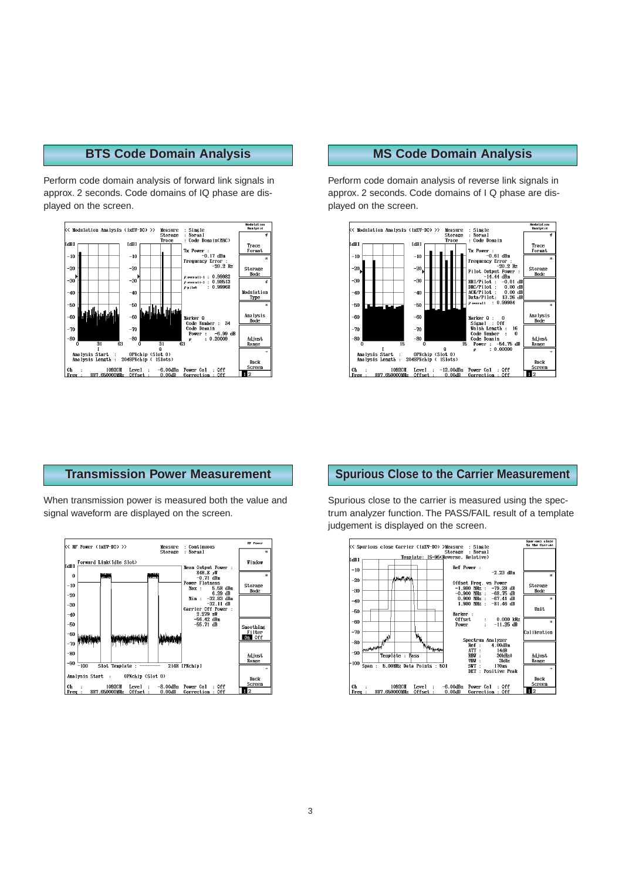## BTS Code Domain Analysis

Perform code domain analysis of forward link signals in approx. 2 seconds. Code domains of IQ phase are displayed on the screen.

## MS Code Domain Analysis

Perform code domain analysis of reverse link signals in approx. 2 seconds. Code domains of I Q phase are displayed on the screen.

## Transmission Power Measurement

When transmission power is measured both the value and signal waveform are displayed on the screen.

## Spurious Close to the Carrier Measurement

Spurious close to the carrier is measured using the spectrum analyzer function. The PASS/FAIL result of a template judgement is displayed on the screen.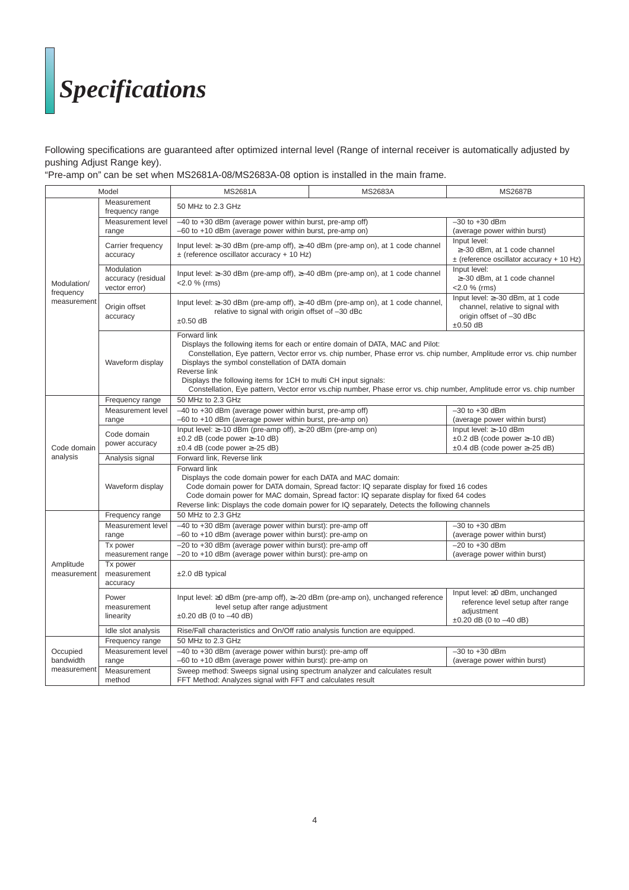# Specifications

Following specifications are guaranteed after optimized internal level (Range of internal receiver is automatically adjusted by pushing Adjust Range key).

"Pre-amp on" can be set when MS2681A-08/MS2683A-08 option is installed in the main frame.

| Model | | MS2681A | MS2683A | MS2687B |
|---|---|---|---|---|
| Modulation/ frequency measurement | Measurement frequency range | 50 MHz to 2.3 GHz | | |
| | Measurement level range | –40 to +30 dBm (average power within burst, pre-amp off)<br>–60 to +10 dBm (average power within burst, pre-amp on) | | –30 to +30 dBm<br>(average power within burst) |
| | Carrier frequency accuracy | Input level: ≥–30 dBm (pre-amp off), ≥–40 dBm (pre-amp on), at 1 code channel<br>± (reference oscillator accuracy + 10 Hz) | | Input level:<br>≥–30 dBm, at 1 code channel<br>± (reference oscillator accuracy + 10 Hz) |
| | Modulation accuracy (residual vector error) | Input level: ≥–30 dBm (pre-amp off), ≥–40 dBm (pre-amp on), at 1 code channel<br><2.0 % (rms) | | Input level:<br>≥–30 dBm, at 1 code channel<br><2.0 % (rms) |
| | Origin offset accuracy | Input level: ≥–30 dBm (pre-amp off), ≥–40 dBm (pre-amp on), at 1 code channel, relative to signal with origin offset of –30 dBc<br>±0.50 dB | | Input level: ≥–30 dBm, at 1 code channel, relative to signal with origin offset of –30 dBc<br>±0.50 dB |
| | Waveform display | Forward link<br>Displays the following items for each or entire domain of DATA, MAC and Pilot:<br>Constellation, Eye pattern, Vector error vs. chip number, Phase error vs. chip number, Amplitude error vs. chip number<br>Displays the symbol constellation of DATA domain<br>Reverse link<br>Displays the following items for 1CH to multi CH input signals:<br>Constellation, Eye pattern, Vector error vs.chip number, Phase error vs. chip number, Amplitude error vs. chip number | | |
| Code domain analysis | Frequency range | 50 MHz to 2.3 GHz | | |
| | Measurement level range | –40 to +30 dBm (average power within burst, pre-amp off)<br>–60 to +10 dBm (average power within burst, pre-amp on) | | –30 to +30 dBm<br>(average power within burst) |
| | Code domain power accuracy | Input level: ≥–10 dBm (pre-amp off), ≥–20 dBm (pre-amp on)<br>±0.2 dB (code power ≥–10 dB)<br>±0.4 dB (code power ≥–25 dB) | | Input level: ≥–10 dBm<br>±0.2 dB (code power ≥–10 dB)<br>±0.4 dB (code power ≥–25 dB) |
| | Analysis signal | Forward link, Reverse link | | |
| | Waveform display | Forward link<br>Displays the code domain power for each DATA and MAC domain:<br>Code domain power for DATA domain, Spread factor: IQ separate display for fixed 16 codes<br>Code domain power for MAC domain, Spread factor: IQ separate display for fixed 64 codes<br>Reverse link: Displays the code domain power for IQ separately, Detects the following channels | | |
| Amplitude measurement | Frequency range | 50 MHz to 2.3 GHz | | |
| | Measurement level range | –40 to +30 dBm (average power within burst): pre-amp off<br>–60 to +10 dBm (average power within burst): pre-amp on | | –30 to +30 dBm<br>(average power within burst) |
| | Tx power measurement range | –20 to +30 dBm (average power within burst): pre-amp off<br>–20 to +10 dBm (average power within burst): pre-amp on | | –20 to +30 dBm<br>(average power within burst) |
| | Tx power measurement accuracy | ±2.0 dB typical | | |
| | Power measurement linearity | Input level: ≥0 dBm (pre-amp off), ≥–20 dBm (pre-amp on), unchanged reference level setup after range adjustment<br>±0.20 dB (0 to –40 dB) | | Input level: ≥0 dBm, unchanged reference level setup after range adjustment<br>±0.20 dB (0 to –40 dB) |
| | Idle slot analysis | Rise/Fall characteristics and On/Off ratio analysis function are equipped. | | |
| Occupied bandwidth measurement | Frequency range | 50 MHz to 2.3 GHz | | |
| | Measurement level range | –40 to +30 dBm (average power within burst): pre-amp off<br>–60 to +10 dBm (average power within burst): pre-amp on | | –30 to +30 dBm<br>(average power within burst) |
| | Measurement method | Sweep method: Sweeps signal using spectrum analyzer and calculates result<br>FFT Method: Analyzes signal with FFT and calculates result | | |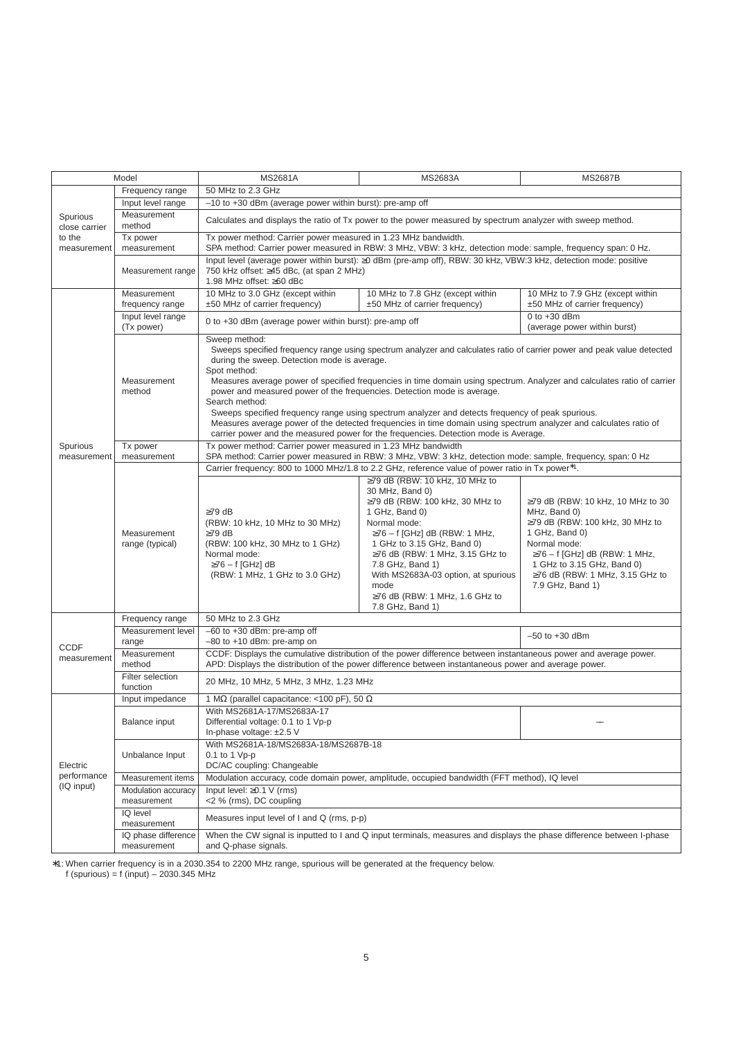| Model | | MS2681A | MS2683A | MS2687B |
|---|---|---|---|---|
| Spurious close carrier to the measurement | Frequency range | 50 MHz to 2.3 GHz | | |
| | Input level range | –10 to +30 dBm (average power within burst): pre-amp off | | |
| | Measurement method | Calculates and displays the ratio of Tx power to the power measured by spectrum analyzer with sweep method. | | |
| | Tx power measurement | Tx power method: Carrier power measured in 1.23 MHz bandwidth.<br>SPA method: Carrier power measured in RBW: 3 MHz, VBW: 3 kHz, detection mode: sample, frequency span: 0 Hz. | | |
| | Measurement range | Input level (average power within burst): ≥0 dBm (pre-amp off), RBW: 30 kHz, VBW:3 kHz, detection mode: positive<br>750 kHz offset: ≥45 dBc, (at span 2 MHz)<br>1.98 MHz offset: ≥60 dBc | | |
| Spurious measurement | Measurement frequency range | 10 MHz to 3.0 GHz (except within ±50 MHz of carrier frequency) | 10 MHz to 7.8 GHz (except within ±50 MHz of carrier frequency) | 10 MHz to 7.9 GHz (except within ±50 MHz of carrier frequency) |
| | Input level range (Tx power) | 0 to +30 dBm (average power within burst): pre-amp off | | 0 to +30 dBm (average power within burst) |
| | Measurement method | Sweep method:<br>Sweeps specified frequency range using spectrum analyzer and calculates ratio of carrier power and peak value detected during the sweep. Detection mode is average.<br>Spot method:<br>Measures average power of specified frequencies in time domain using spectrum. Analyzer and calculates ratio of carrier power and measured power of the frequencies. Detection mode is average.<br>Search method:<br>Sweeps specified frequency range using spectrum analyzer and detects frequency of peak spurious.<br>Measures average power of the detected frequencies in time domain using spectrum analyzer and calculates ratio of carrier power and the measured power for the frequencies. Detection mode is Average. | | |
| | Tx power measurement | Tx power method: Carrier power measured in 1.23 MHz bandwidth<br>SPA method: Carrier power measured in RBW: 3 MHz, VBW: 3 kHz, detection mode: sample, frequency, span: 0 Hz | | |
| | Measurement range (typical) | Carrier frequency: 800 to 1000 MHz/1.8 to 2.2 GHz, reference value of power ratio in Tx power*1. | | |
| | | ≥79 dB<br>(RBW: 10 kHz, 10 MHz to 30 MHz)<br>≥79 dB<br>(RBW: 100 kHz, 30 MHz to 1 GHz)<br>Normal mode:<br>≥76 – f [GHz] dB<br>(RBW: 1 MHz, 1 GHz to 3.0 GHz) | ≥79 dB (RBW: 10 kHz, 10 MHz to 30 MHz, Band 0)<br>≥79 dB (RBW: 100 kHz, 30 MHz to 1 GHz, Band 0)<br>Normal mode:<br>≥76 – f [GHz] dB (RBW: 1 MHz, 1 GHz to 3.15 GHz, Band 0)<br>≥76 dB (RBW: 1 MHz, 3.15 GHz to 7.8 GHz, Band 1)<br>With MS2683A-03 option, at spurious mode<br>≥76 dB (RBW: 1 MHz, 1.6 GHz to 7.8 GHz, Band 1) | ≥79 dB (RBW: 10 kHz, 10 MHz to 30 MHz, Band 0)<br>≥79 dB (RBW: 100 kHz, 30 MHz to 1 GHz, Band 0)<br>Normal mode:<br>≥76 – f [GHz] dB (RBW: 1 MHz, 1 GHz to 3.15 GHz, Band 0)<br>≥76 dB (RBW: 1 MHz, 3.15 GHz to 7.9 GHz, Band 1) |
| CCDF measurement | Frequency range | 50 MHz to 2.3 GHz | | |
| | Measurement level range | –60 to +30 dBm: pre-amp off<br>–80 to +10 dBm: pre-amp on | | –50 to +30 dBm |
| | Measurement method | CCDF: Displays the cumulative distribution of the power difference between instantaneous power and average power.<br>APD: Displays the distribution of the power difference between instantaneous power and average power. | | |
| | Filter selection function | 20 MHz, 10 MHz, 5 MHz, 3 MHz, 1.23 MHz | | |
| Electric performance (IQ input) | Input impedance | 1 MΩ (parallel capacitance: <100 pF), 50 Ω | | |
| | Balance input | With MS2681A-17/MS2683A-17<br>Differential voltage: 0.1 to 1 Vp-p<br>In-phase voltage: ±2.5 V | | — |
| | Unbalance Input | With MS2681A-18/MS2683A-18/MS2687B-18<br>0.1 to 1 Vp-p<br>DC/AC coupling: Changeable | | |
| | Measurement items | Modulation accuracy, code domain power, amplitude, occupied bandwidth (FFT method), IQ level | | |
| | Modulation accuracy measurement | Input level: ≥0.1 V (rms)<br><2 % (rms), DC coupling | | |
| | IQ level measurement | Measures input level of I and Q (rms, p-p) | | |
| | IQ phase difference measurement | When the CW signal is inputted to I and Q input terminals, measures and displays the phase difference between I-phase and Q-phase signals. | | |

*1: When carrier frequency is in a 2030.354 to 2200 MHz range, spurious will be generated at the frequency below.
f (spurious) = f (input) – 2030.345 MHz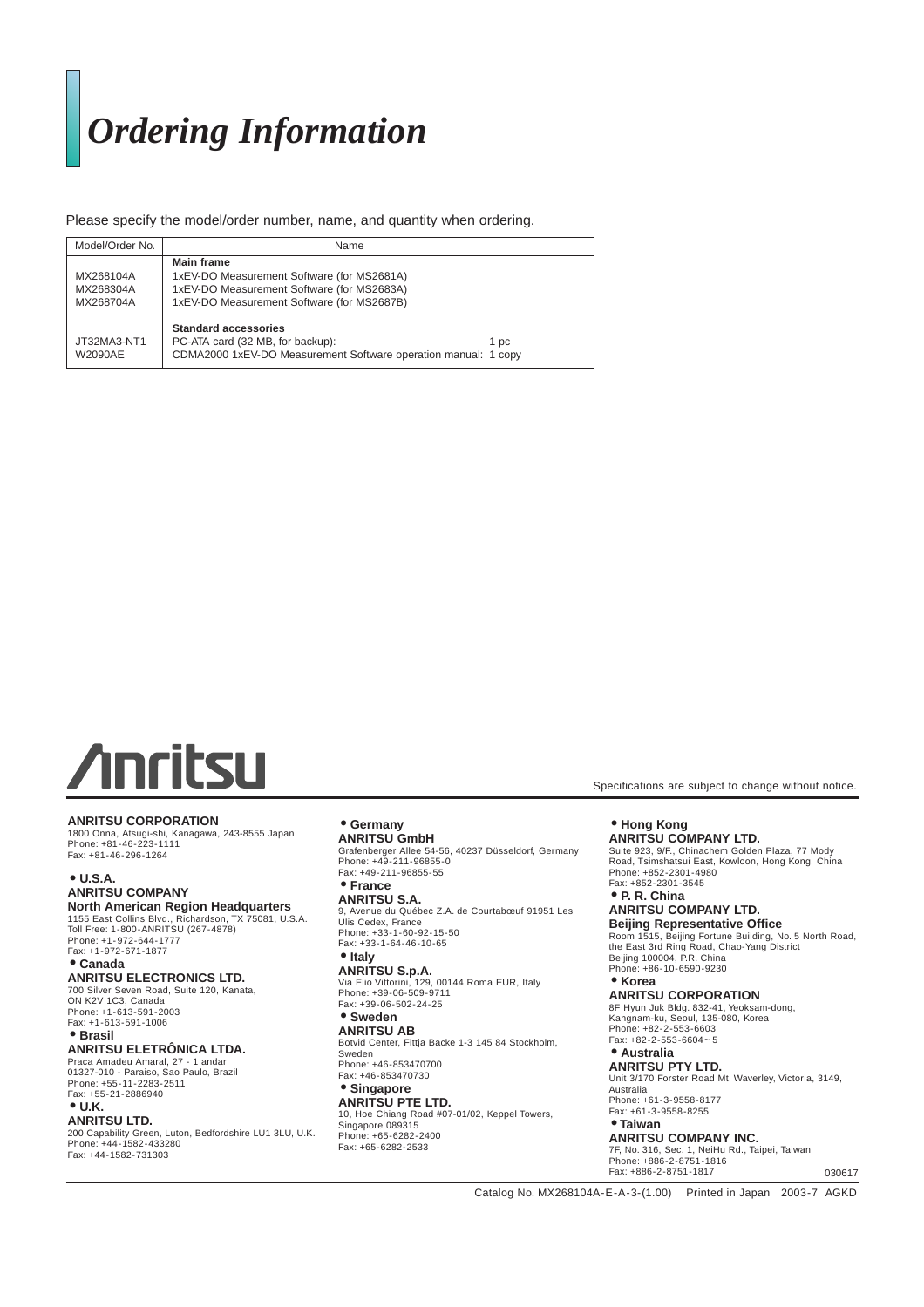# *Ordering Information*

Please specify the model/order number, name, and quantity when ordering.

| Model/Order No. | Name |
|---|---|
| | **Main frame** |
| MX268104A | 1xEV-DO Measurement Software (for MS2681A) |
| MX268304A | 1xEV-DO Measurement Software (for MS2683A) |
| MX268704A | 1xEV-DO Measurement Software (for MS2687B) |
| | **Standard accessories** |
| JT32MA3-NT1 | PC-ATA card (32 MB, for backup): 1 pc |
| W2090AE | CDMA2000 1xEV-DO Measurement Software operation manual: 1 copy |

Anritsu

Specifications are subject to change without notice.

**ANRITSU CORPORATION**
1800 Onna, Atsugi-shi, Kanagawa, 243-8555 Japan
Phone: +81-46-223-1111
Fax: +81-46-296-1264

- **U.S.A.**

**ANRITSU COMPANY**
**North American Region Headquarters**
1155 East Collins Blvd., Richardson, TX 75081, U.S.A.
Toll Free: 1-800-ANRITSU (267-4878)
Phone: +1-972-644-1777
Fax: +1-972-671-1877

- **Canada**

**ANRITSU ELECTRONICS LTD.**
700 Silver Seven Road, Suite 120, Kanata,
ON K2V 1C3, Canada
Phone: +1-613-591-2003
Fax: +1-613-591-1006

- **Brasil**

**ANRITSU ELETRÔNICA LTDA.**
Praca Amadeu Amaral, 27 - 1 andar
01327-010 - Paraiso, Sao Paulo, Brazil
Phone: +55-11-2283-2511
Fax: +55-21-2886940

- **U.K.**

**ANRITSU LTD.**
200 Capability Green, Luton, Bedfordshire LU1 3LU, U.K.
Phone: +44-1582-433280
Fax: +44-1582-731303

- **Germany**

**ANRITSU GmbH**
Grafenberger Allee 54-56, 40237 Düsseldorf, Germany
Phone: +49-211-96855-0
Fax: +49-211-96855-55

- **France**

**ANRITSU S.A.**
9, Avenue du Québec Z.A. de Courtabœuf 91951 Les Ulis Cedex, France
Phone: +33-1-60-92-15-50
Fax: +33-1-64-46-10-65

- **Italy**

**ANRITSU S.p.A.**
Via Elio Vittorini, 129, 00144 Roma EUR, Italy
Phone: +39-06-509-9711
Fax: +39-06-502-24-25

- **Sweden**

**ANRITSU AB**
Botvid Center, Fittja Backe 1-3 145 84 Stockholm, Sweden
Phone: +46-853470700
Fax: +46-853470730

- **Singapore**

**ANRITSU PTE LTD.**
10, Hoe Chiang Road #07-01/02, Keppel Towers, Singapore 089315
Phone: +65-6282-2400
Fax: +65-6282-2533

- **Hong Kong**

**ANRITSU COMPANY LTD.**
Suite 923, 9/F., Chinachem Golden Plaza, 77 Mody Road, Tsimshatsui East, Kowloon, Hong Kong, China
Phone: +852-2301-4980
Fax: +852-2301-3545

- **P. R. China**

**ANRITSU COMPANY LTD.**
**Beijing Representative Office**
Room 1515, Beijing Fortune Building, No. 5 North Road, the East 3rd Ring Road, Chao-Yang District
Beijing 100004, P.R. China
Phone: +86-10-6590-9230

- **Korea**

**ANRITSU CORPORATION**
8F Hyun Juk Bldg. 832-41, Yeoksam-dong, Kangnam-ku, Seoul, 135-080, Korea
Phone: +82-2-553-6603
Fax: +82-2-553-6604~5

- **Australia**

**ANRITSU PTY LTD.**
Unit 3/170 Forster Road Mt. Waverley, Victoria, 3149, Australia
Phone: +61-3-9558-8177
Fax: +61-3-9558-8255

- **Taiwan**

**ANRITSU COMPANY INC.**
7F, No. 316, Sec. 1, NeiHu Rd., Taipei, Taiwan
Phone: +886-2-8751-1816
Fax: +886-2-8751-1817

030617

Catalog No. MX268104A-E-A-3-(1.00) Printed in Japan 2003-7 AGKD